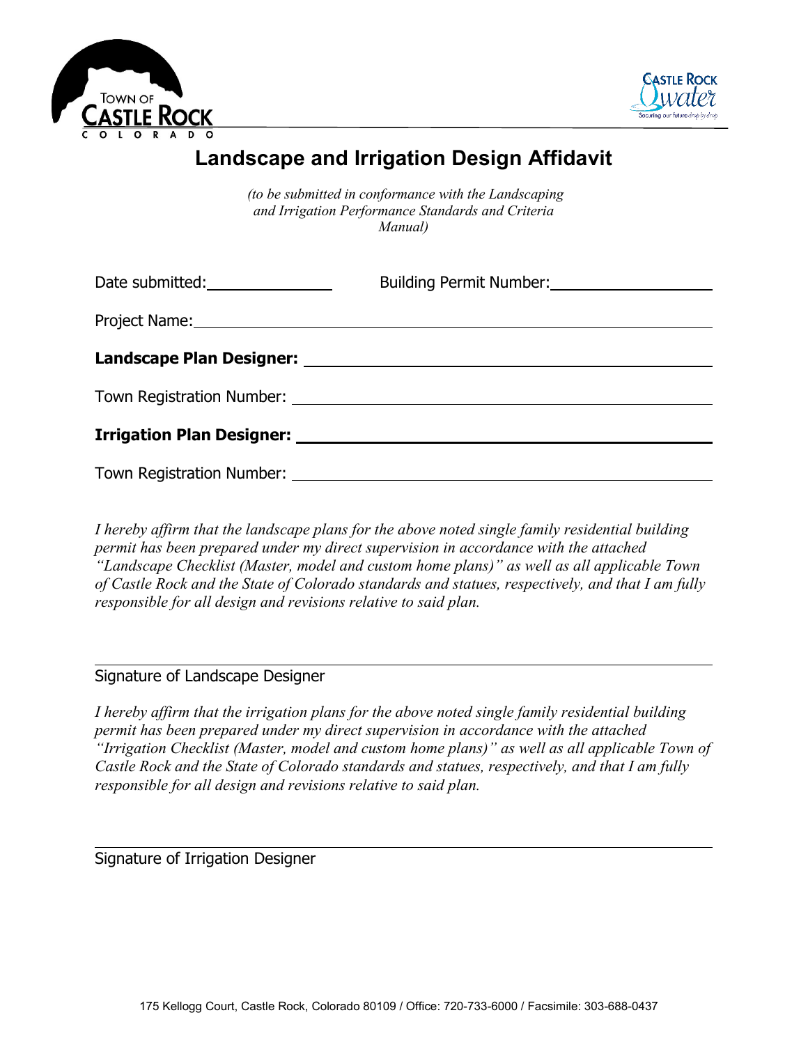# Landscape and Irrigation Design Affidavit

*(to be submitted in conformance with the Landscaping and Irrigation Performance Standards and Criteria Manual)*

Date submitted:\_\_\_\_\_\_\_\_\_\_\_\_\_\_\_ Building Permit Number:\_\_\_\_\_\_\_\_\_\_\_\_\_\_\_\_\_\_\_\_

Project Name:\_\_\_\_\_\_\_\_\_\_\_\_\_\_\_\_\_\_\_\_\_\_\_\_\_\_\_\_\_\_\_\_\_\_\_\_\_\_\_\_\_\_\_\_\_\_\_\_\_\_\_\_\_\_

**Landscape Plan Designer:** \_\_\_\_\_\_\_\_\_\_\_\_\_\_\_\_\_\_\_\_\_\_\_\_\_\_\_\_\_\_\_\_\_\_\_\_\_\_\_\_\_\_\_\_

Town Registration Number: \_\_\_\_\_\_\_\_\_\_\_\_\_\_\_\_\_\_\_\_\_\_\_\_\_\_\_\_\_\_\_\_\_\_\_\_\_\_\_\_\_\_\_\_

**Irrigation Plan Designer:** \_\_\_\_\_\_\_\_\_\_\_\_\_\_\_\_\_\_\_\_\_\_\_\_\_\_\_\_\_\_\_\_\_\_\_\_\_\_\_\_\_\_\_\_\_

Town Registration Number: \_\_\_\_\_\_\_\_\_\_\_\_\_\_\_\_\_\_\_\_\_\_\_\_\_\_\_\_\_\_\_\_\_\_\_\_\_\_\_\_\_\_\_\_

*I hereby affirm that the landscape plans for the above noted single family residential building permit has been prepared under my direct supervision in accordance with the attached "Landscape Checklist (Master, model and custom home plans)" as well as all applicable Town of Castle Rock and the State of Colorado standards and statues, respectively, and that I am fully responsible for all design and revisions relative to said plan.*

\_\_\_\_\_\_\_\_\_\_\_\_\_\_\_\_\_\_\_\_\_\_\_\_\_\_\_\_\_\_\_\_\_\_\_\_\_\_\_\_\_\_\_\_\_\_\_\_\_\_\_\_\_\_\_\_\_\_\_\_\_\_\_\_

Signature of Landscape Designer

*I hereby affirm that the irrigation plans for the above noted single family residential building permit has been prepared under my direct supervision in accordance with the attached "Irrigation Checklist (Master, model and custom home plans)" as well as all applicable Town of Castle Rock and the State of Colorado standards and statues, respectively, and that I am fully responsible for all design and revisions relative to said plan.*

\_\_\_\_\_\_\_\_\_\_\_\_\_\_\_\_\_\_\_\_\_\_\_\_\_\_\_\_\_\_\_\_\_\_\_\_\_\_\_\_\_\_\_\_\_\_\_\_\_\_\_\_\_\_\_\_\_\_\_\_\_\_\_\_

Signature of Irrigation Designer

175 Kellogg Court, Castle Rock, Colorado 80109 / Office: 720-733-6000 / Facsimile: 303-688-0437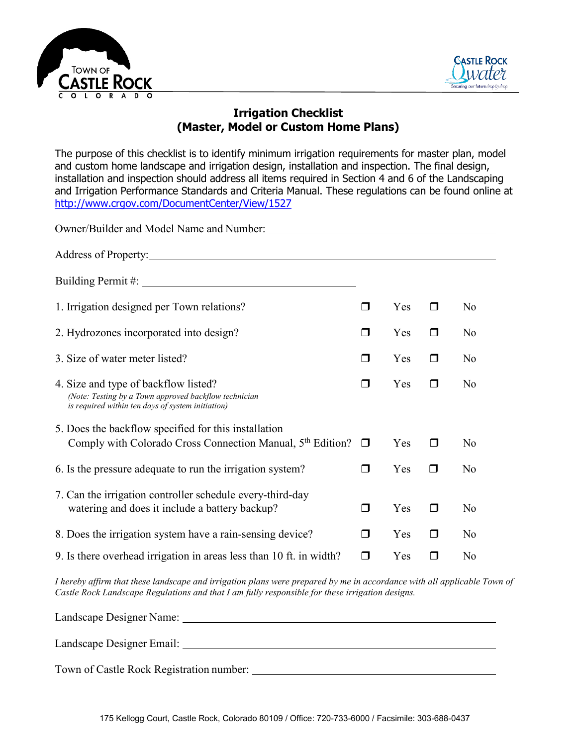# Irrigation Checklist
## (Master, Model or Custom Home Plans)

The purpose of this checklist is to identify minimum irrigation requirements for master plan, model and custom home landscape and irrigation design, installation and inspection. The final design, installation and inspection should address all items required in Section 4 and 6 of the Landscaping and Irrigation Performance Standards and Criteria Manual. These regulations can be found online at http://www.crgov.com/DocumentCenter/View/1527

Owner/Builder and Model Name and Number: ______________________________

Address of Property: ______________________________

Building Permit #: ______________________________

1. Irrigation designed per Town relations? ❒ Yes ❒ No

2. Hydrozones incorporated into design? ❒ Yes ❒ No

3. Size of water meter listed? ❒ Yes ❒ No

4. Size and type of backflow listed? ❒ Yes ❒ No
   *(Note: Testing by a Town approved backflow technician is required within ten days of system initiation)*

5. Does the backflow specified for this installation Comply with Colorado Cross Connection Manual, 5th Edition? ❒ Yes ❒ No

6. Is the pressure adequate to run the irrigation system? ❒ Yes ❒ No

7. Can the irrigation controller schedule every-third-day watering and does it include a battery backup? ❒ Yes ❒ No

8. Does the irrigation system have a rain-sensing device? ❒ Yes ❒ No

9. Is there overhead irrigation in areas less than 10 ft. in width? ❒ Yes ❒ No

*I hereby affirm that these landscape and irrigation plans were prepared by me in accordance with all applicable Town of Castle Rock Landscape Regulations and that I am fully responsible for these irrigation designs.*

Landscape Designer Name: ______________________________

Landscape Designer Email: ______________________________

Town of Castle Rock Registration number: ______________________________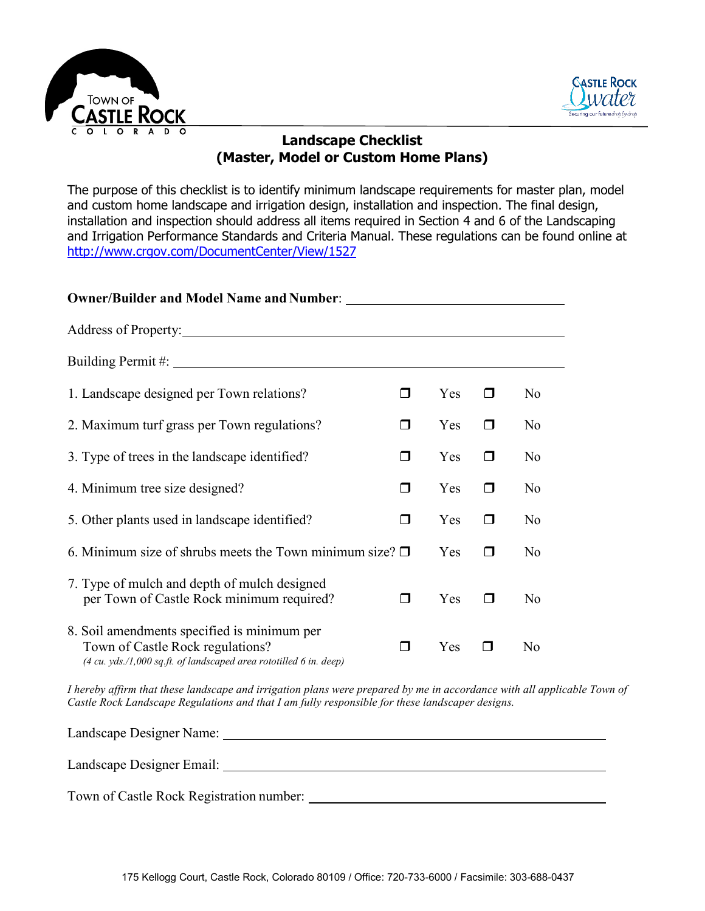## Landscape Checklist
## (Master, Model or Custom Home Plans)

The purpose of this checklist is to identify minimum landscape requirements for master plan, model and custom home landscape and irrigation design, installation and inspection. The final design, installation and inspection should address all items required in Section 4 and 6 of the Landscaping and Irrigation Performance Standards and Criteria Manual. These regulations can be found online at http://www.crgov.com/DocumentCenter/View/1527

**Owner/Builder and Model Name and Number**: ______________________________

Address of Property: ______________________________

Building Permit #: ______________________________

1. Landscape designed per Town relations? ❐ Yes ❐ No

2. Maximum turf grass per Town regulations? ❐ Yes ❐ No

3. Type of trees in the landscape identified? ❐ Yes ❐ No

4. Minimum tree size designed? ❐ Yes ❐ No

5. Other plants used in landscape identified? ❐ Yes ❐ No

6. Minimum size of shrubs meets the Town minimum size? ❐ Yes ❐ No

7. Type of mulch and depth of mulch designed per Town of Castle Rock minimum required? ❐ Yes ❐ No

8. Soil amendments specified is minimum per Town of Castle Rock regulations? ❐ Yes ❐ No
*(4 cu. yds./1,000 sq.ft. of landscaped area rototilled 6 in. deep)*

*I hereby affirm that these landscape and irrigation plans were prepared by me in accordance with all applicable Town of Castle Rock Landscape Regulations and that I am fully responsible for these landscaper designs.*

Landscape Designer Name: ______________________________

Landscape Designer Email: ______________________________

Town of Castle Rock Registration number: ______________________________

175 Kellogg Court, Castle Rock, Colorado 80109 / Office: 720-733-6000 / Facsimile: 303-688-0437